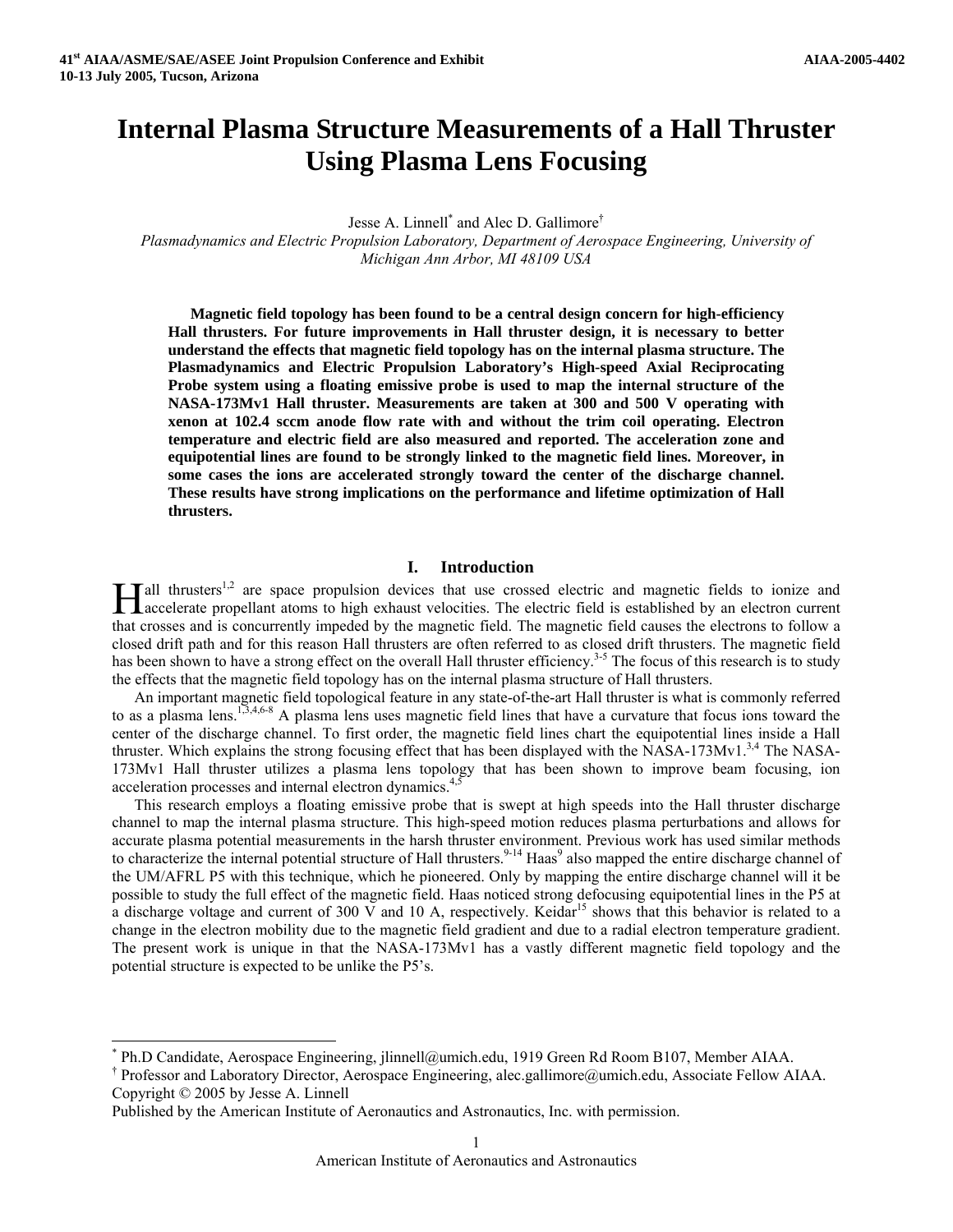# Internal Plasma Structure Measurements of a Hall Thruster Using Plasma Lens Focusing

Jesse A. Linnell[*] and Alec D. Gallimore[†]

*Plasmadynamics and Electric Propulsion Laboratory, Department of Aerospace Engineering, University of Michigan Ann Arbor, MI 48109 USA*

**Magnetic field topology has been found to be a central design concern for high-efficiency Hall thrusters. For future improvements in Hall thruster design, it is necessary to better understand the effects that magnetic field topology has on the internal plasma structure. The Plasmadynamics and Electric Propulsion Laboratory's High-speed Axial Reciprocating Probe system using a floating emissive probe is used to map the internal structure of the NASA-173Mv1 Hall thruster. Measurements are taken at 300 and 500 V operating with xenon at 102.4 sccm anode flow rate with and without the trim coil operating. Electron temperature and electric field are also measured and reported. The acceleration zone and equipotential lines are found to be strongly linked to the magnetic field lines. Moreover, in some cases the ions are accelerated strongly toward the center of the discharge channel. These results have strong implications on the performance and lifetime optimization of Hall thrusters.**

## I. Introduction

Hall thrusters[1,2] are space propulsion devices that use crossed electric and magnetic fields to ionize and accelerate propellant atoms to high exhaust velocities. The electric field is established by an electron current that crosses and is concurrently impeded by the magnetic field. The magnetic field causes the electrons to follow a closed drift path and for this reason Hall thrusters are often referred to as closed drift thrusters. The magnetic field has been shown to have a strong effect on the overall Hall thruster efficiency.[3-5] The focus of this research is to study the effects that the magnetic field topology has on the internal plasma structure of Hall thrusters.

An important magnetic field topological feature in any state-of-the-art Hall thruster is what is commonly referred to as a plasma lens.[1,3,4,6-8] A plasma lens uses magnetic field lines that have a curvature that focus ions toward the center of the discharge channel. To first order, the magnetic field lines chart the equipotential lines inside a Hall thruster. Which explains the strong focusing effect that has been displayed with the NASA-173Mv1.[3,4] The NASA-173Mv1 Hall thruster utilizes a plasma lens topology that has been shown to improve beam focusing, ion acceleration processes and internal electron dynamics.[4,5]

This research employs a floating emissive probe that is swept at high speeds into the Hall thruster discharge channel to map the internal plasma structure. This high-speed motion reduces plasma perturbations and allows for accurate plasma potential measurements in the harsh thruster environment. Previous work has used similar methods to characterize the internal potential structure of Hall thrusters.[9-14] Haas[9] also mapped the entire discharge channel of the UM/AFRL P5 with this technique, which he pioneered. Only by mapping the entire discharge channel will it be possible to study the full effect of the magnetic field. Haas noticed strong defocusing equipotential lines in the P5 at a discharge voltage and current of 300 V and 10 A, respectively. Keidar[15] shows that this behavior is related to a change in the electron mobility due to the magnetic field gradient and due to a radial electron temperature gradient. The present work is unique in that the NASA-173Mv1 has a vastly different magnetic field topology and the potential structure is expected to be unlike the P5's.

---

[*] Ph.D Candidate, Aerospace Engineering, jlinnell@umich.edu, 1919 Green Rd Room B107, Member AIAA.

[†] Professor and Laboratory Director, Aerospace Engineering, alec.gallimore@umich.edu, Associate Fellow AIAA.

Copyright © 2005 by Jesse A. Linnell

Published by the American Institute of Aeronautics and Astronautics, Inc. with permission.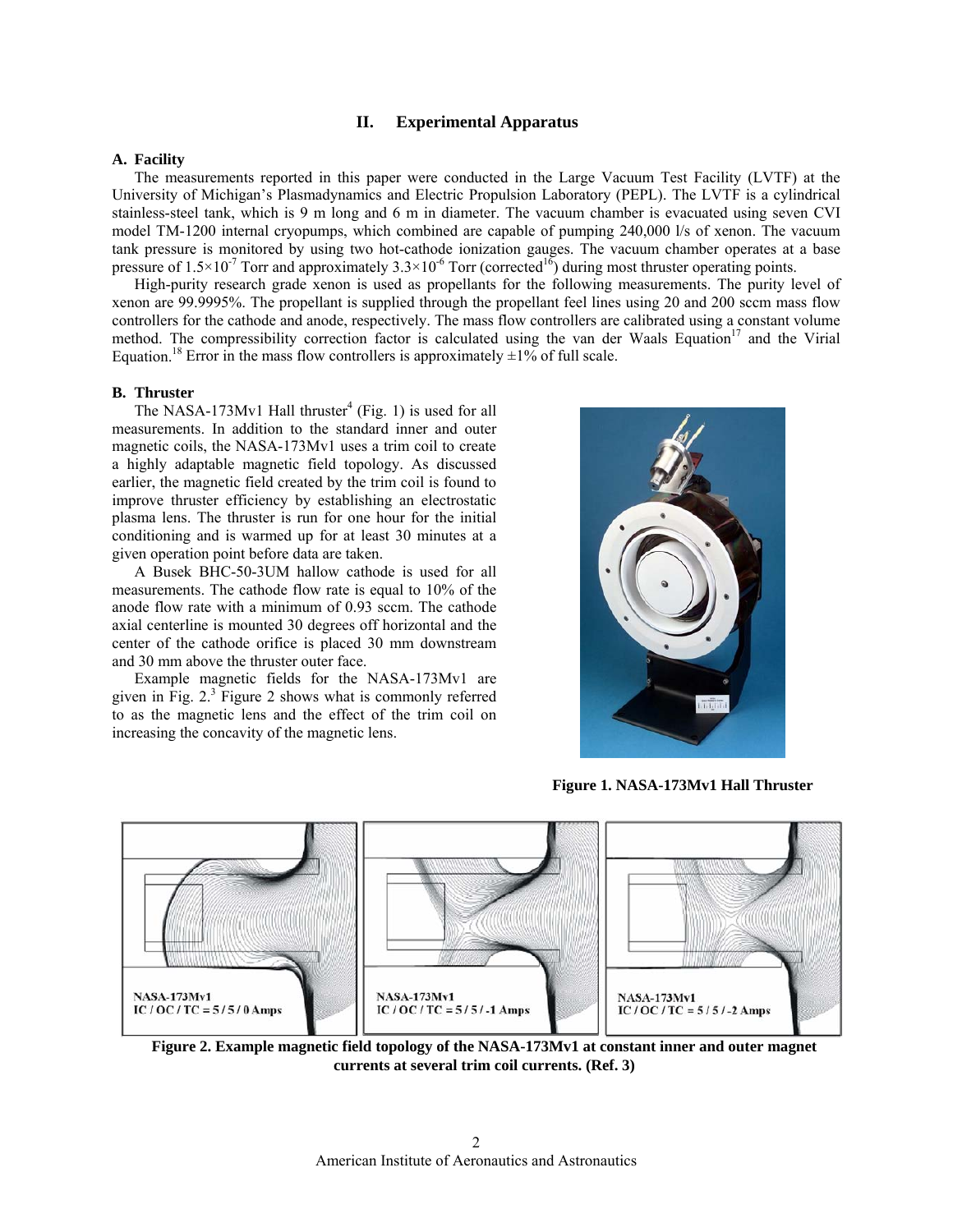## II. Experimental Apparatus

### A. Facility

The measurements reported in this paper were conducted in the Large Vacuum Test Facility (LVTF) at the University of Michigan's Plasmadynamics and Electric Propulsion Laboratory (PEPL). The LVTF is a cylindrical stainless-steel tank, which is 9 m long and 6 m in diameter. The vacuum chamber is evacuated using seven CVI model TM-1200 internal cryopumps, which combined are capable of pumping 240,000 l/s of xenon. The vacuum tank pressure is monitored by using two hot-cathode ionization gauges. The vacuum chamber operates at a base pressure of $1.5\times10^{-7}$ Torr and approximately $3.3\times10^{-6}$ Torr (corrected[16]) during most thruster operating points.

High-purity research grade xenon is used as propellants for the following measurements. The purity level of xenon are 99.9995%. The propellant is supplied through the propellant feel lines using 20 and 200 sccm mass flow controllers for the cathode and anode, respectively. The mass flow controllers are calibrated using a constant volume method. The compressibility correction factor is calculated using the van der Waals Equation[17] and the Virial Equation.[18] Error in the mass flow controllers is approximately ±1% of full scale.

### B. Thruster

The NASA-173Mv1 Hall thruster[4] (Fig. 1) is used for all measurements. In addition to the standard inner and outer magnetic coils, the NASA-173Mv1 uses a trim coil to create a highly adaptable magnetic field topology. As discussed earlier, the magnetic field created by the trim coil is found to improve thruster efficiency by establishing an electrostatic plasma lens. The thruster is run for one hour for the initial conditioning and is warmed up for at least 30 minutes at a given operation point before data are taken.

A Busek BHC-50-3UM hallow cathode is used for all measurements. The cathode flow rate is equal to 10% of the anode flow rate with a minimum of 0.93 sccm. The cathode axial centerline is mounted 30 degrees off horizontal and the center of the cathode orifice is placed 30 mm downstream and 30 mm above the thruster outer face.

Example magnetic fields for the NASA-173Mv1 are given in Fig. 2.[3] Figure 2 shows what is commonly referred to as the magnetic lens and the effect of the trim coil on increasing the concavity of the magnetic lens.

**Figure 1. NASA-173Mv1 Hall Thruster**

NASA-173Mv1 IC / OC / TC = 5 / 5 / 0 Amps

NASA-173Mv1 IC / OC / TC = 5 / 5 / -1 Amps

NASA-173Mv1 IC / OC / TC = 5 / 5 / -2 Amps

**Figure 2. Example magnetic field topology of the NASA-173Mv1 at constant inner and outer magnet currents at several trim coil currents. (Ref. 3)**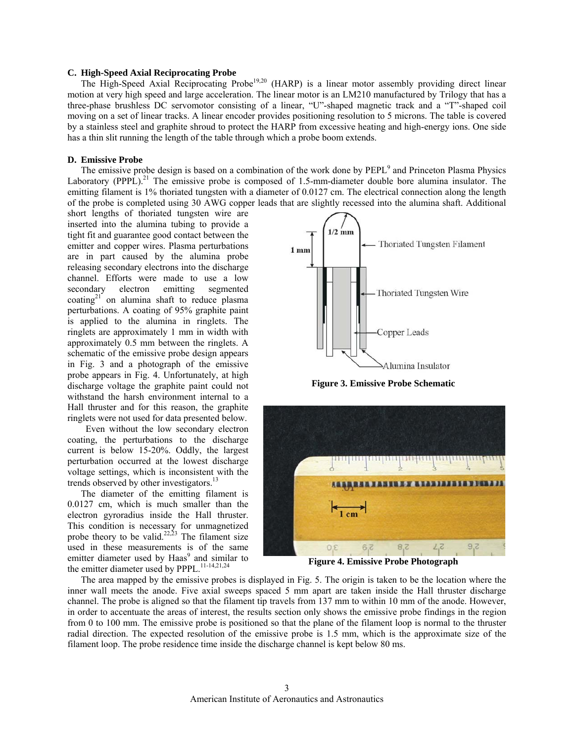### C. High-Speed Axial Reciprocating Probe

The High-Speed Axial Reciprocating Probe[19,20] (HARP) is a linear motor assembly providing direct linear motion at very high speed and large acceleration. The linear motor is an LM210 manufactured by Trilogy that has a three-phase brushless DC servomotor consisting of a linear, "U"-shaped magnetic track and a "T"-shaped coil moving on a set of linear tracks. A linear encoder provides positioning resolution to 5 microns. The table is covered by a stainless steel and graphite shroud to protect the HARP from excessive heating and high-energy ions. One side has a thin slit running the length of the table through which a probe boom extends.

### D. Emissive Probe

The emissive probe design is based on a combination of the work done by PEPL[9] and Princeton Plasma Physics Laboratory (PPPL).[21] The emissive probe is composed of 1.5-mm-diameter double bore alumina insulator. The emitting filament is 1% thoriated tungsten with a diameter of 0.0127 cm. The electrical connection along the length of the probe is completed using 30 AWG copper leads that are slightly recessed into the alumina shaft. Additional short lengths of thoriated tungsten wire are inserted into the alumina tubing to provide a tight fit and guarantee good contact between the emitter and copper wires. Plasma perturbations are in part caused by the alumina probe releasing secondary electrons into the discharge channel. Efforts were made to use a low secondary electron emitting segmented coating[21] on alumina shaft to reduce plasma perturbations. A coating of 95% graphite paint is applied to the alumina in ringlets. The ringlets are approximately 1 mm in width with approximately 0.5 mm between the ringlets. A schematic of the emissive probe design appears in Fig. 3 and a photograph of the emissive probe appears in Fig. 4. Unfortunately, at high discharge voltage the graphite paint could not withstand the harsh environment internal to a Hall thruster and for this reason, the graphite ringlets were not used for data presented below.

Figure 3. Emissive Probe Schematic

Figure 4. Emissive Probe Photograph

Even without the low secondary electron coating, the perturbations to the discharge current is below 15-20%. Oddly, the largest perturbation occurred at the lowest discharge voltage settings, which is inconsistent with the trends observed by other investigators.[13]

The diameter of the emitting filament is 0.0127 cm, which is much smaller than the electron gyroradius inside the Hall thruster. This condition is necessary for unmagnetized probe theory to be valid.[22,23] The filament size used in these measurements is of the same emitter diameter used by Haas[9] and similar to the emitter diameter used by PPPL.[11-14,21,24]

The area mapped by the emissive probes is displayed in Fig. 5. The origin is taken to be the location where the inner wall meets the anode. Five axial sweeps spaced 5 mm apart are taken inside the Hall thruster discharge channel. The probe is aligned so that the filament tip travels from 137 mm to within 10 mm of the anode. However, in order to accentuate the areas of interest, the results section only shows the emissive probe findings in the region from 0 to 100 mm. The emissive probe is positioned so that the plane of the filament loop is normal to the thruster radial direction. The expected resolution of the emissive probe is 1.5 mm, which is the approximate size of the filament loop. The probe residence time inside the discharge channel is kept below 80 ms.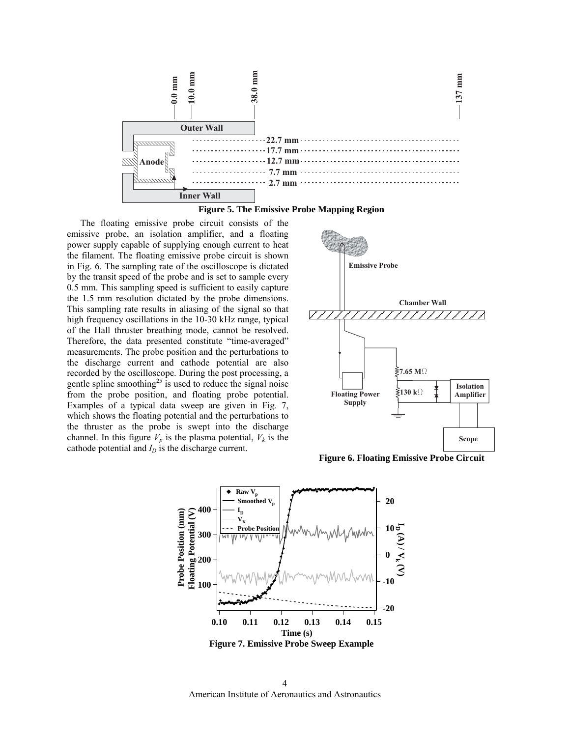Figure 5. The Emissive Probe Mapping Region

The floating emissive probe circuit consists of the emissive probe, an isolation amplifier, and a floating power supply capable of supplying enough current to heat the filament. The floating emissive probe circuit is shown in Fig. 6. The sampling rate of the oscilloscope is dictated by the transit speed of the probe and is set to sample every 0.5 mm. This sampling speed is sufficient to easily capture the 1.5 mm resolution dictated by the probe dimensions. This sampling rate results in aliasing of the signal so that high frequency oscillations in the 10-30 kHz range, typical of the Hall thruster breathing mode, cannot be resolved. Therefore, the data presented constitute "time-averaged" measurements. The probe position and the perturbations to the discharge current and cathode potential are also recorded by the oscilloscope. During the post processing, a gentle spline smoothing[25] is used to reduce the signal noise from the probe position, and floating probe potential. Examples of a typical data sweep are given in Fig. 7, which shows the floating potential and the perturbations to the thruster as the probe is swept into the discharge channel. In this figure $V_p$ is the plasma potential, $V_k$ is the cathode potential and $I_D$ is the discharge current.

Figure 6. Floating Emissive Probe Circuit

Figure 7. Emissive Probe Sweep Example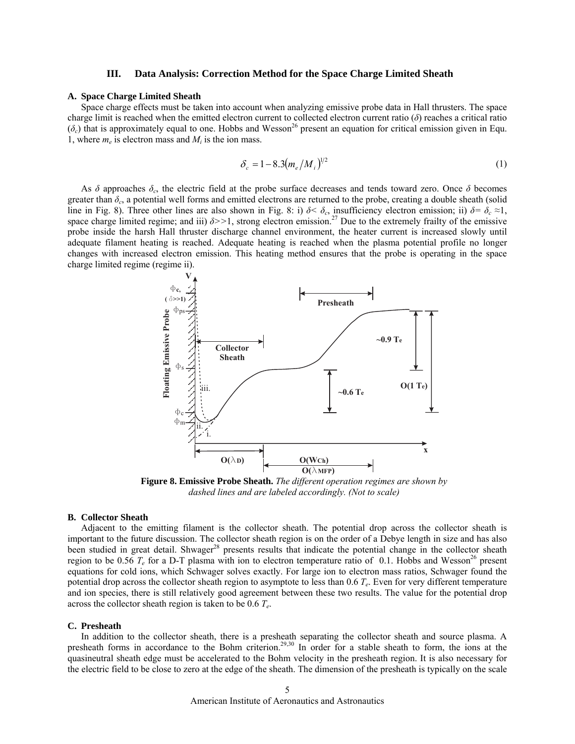## III. Data Analysis: Correction Method for the Space Charge Limited Sheath

### A. Space Charge Limited Sheath

Space charge effects must be taken into account when analyzing emissive probe data in Hall thrusters. The space charge limit is reached when the emitted electron current to collected electron current ratio ($\delta$) reaches a critical ratio ($\delta_c$) that is approximately equal to one. Hobbs and Wesson[26] present an equation for critical emission given in Equ. 1, where $m_e$ is electron mass and $M_i$ is the ion mass.

$$\delta_c = 1 - 8.3\left(m_e/M_i\right)^{1/2} \tag{1}$$

As $\delta$ approaches $\delta_c$, the electric field at the probe surface decreases and tends toward zero. Once $\delta$ becomes greater than $\delta_c$, a potential well forms and emitted electrons are returned to the probe, creating a double sheath (solid line in Fig. 8). Three other lines are also shown in Fig. 8: i) $\delta < \delta_c$, insufficiency electron emission; ii) $\delta = \delta_c \approx 1$, space charge limited regime; and iii) $\delta >> 1$, strong electron emission.[27] Due to the extremely frailty of the emissive probe inside the harsh Hall thruster discharge channel environment, the heater current is increased slowly until adequate filament heating is reached. Adequate heating is reached when the plasma potential profile no longer changes with increased electron emission. This heating method ensures that the probe is operating in the space charge limited regime (regime ii).

**Figure 8. Emissive Probe Sheath.** *The different operation regimes are shown by dashed lines and are labeled accordingly. (Not to scale)*

### B. Collector Sheath

Adjacent to the emitting filament is the collector sheath. The potential drop across the collector sheath is important to the future discussion. The collector sheath region is on the order of a Debye length in size and has also been studied in great detail. Shwager[28] presents results that indicate the potential change in the collector sheath region to be 0.56 $T_e$ for a D-T plasma with ion to electron temperature ratio of 0.1. Hobbs and Wesson[26] present equations for cold ions, which Schwager solves exactly. For large ion to electron mass ratios, Schwager found the potential drop across the collector sheath region to asymptote to less than 0.6 $T_e$. Even for very different temperature and ion species, there is still relatively good agreement between these two results. The value for the potential drop across the collector sheath region is taken to be 0.6 $T_e$.

### C. Presheath

In addition to the collector sheath, there is a presheath separating the collector sheath and source plasma. A presheath forms in accordance to the Bohm criterion.[29,30] In order for a stable sheath to form, the ions at the quasineutral sheath edge must be accelerated to the Bohm velocity in the presheath region. It is also necessary for the electric field to be close to zero at the edge of the sheath. The dimension of the presheath is typically on the scale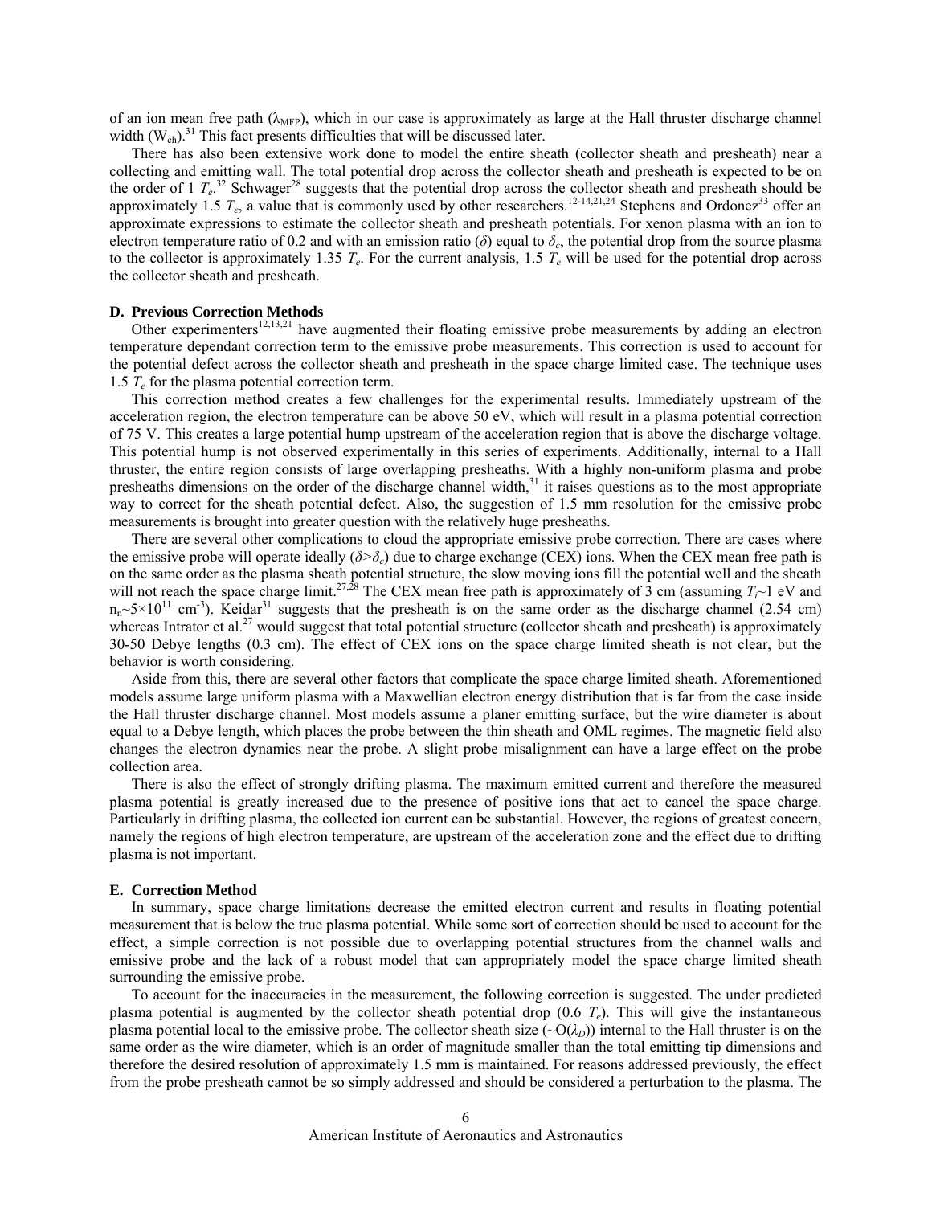of an ion mean free path ($\lambda_{MFP}$), which in our case is approximately as large at the Hall thruster discharge channel width ($W_{ch}$).[31] This fact presents difficulties that will be discussed later.

There has also been extensive work done to model the entire sheath (collector sheath and presheath) near a collecting and emitting wall. The total potential drop across the collector sheath and presheath is expected to be on the order of 1 $T_e$.[32] Schwager[28] suggests that the potential drop across the collector sheath and presheath should be approximately 1.5 $T_e$, a value that is commonly used by other researchers.[12-14,21,24] Stephens and Ordonez[33] offer an approximate expressions to estimate the collector sheath and presheath potentials. For xenon plasma with an ion to electron temperature ratio of 0.2 and with an emission ratio ($\delta$) equal to $\delta_c$, the potential drop from the source plasma to the collector is approximately 1.35 $T_e$. For the current analysis, 1.5 $T_e$ will be used for the potential drop across the collector sheath and presheath.

### D. Previous Correction Methods

Other experimenters[12,13,21] have augmented their floating emissive probe measurements by adding an electron temperature dependant correction term to the emissive probe measurements. This correction is used to account for the potential defect across the collector sheath and presheath in the space charge limited case. The technique uses 1.5 $T_e$ for the plasma potential correction term.

This correction method creates a few challenges for the experimental results. Immediately upstream of the acceleration region, the electron temperature can be above 50 eV, which will result in a plasma potential correction of 75 V. This creates a large potential hump upstream of the acceleration region that is above the discharge voltage. This potential hump is not observed experimentally in this series of experiments. Additionally, internal to a Hall thruster, the entire region consists of large overlapping presheaths. With a highly non-uniform plasma and probe presheaths dimensions on the order of the discharge channel width,[31] it raises questions as to the most appropriate way to correct for the sheath potential defect. Also, the suggestion of 1.5 mm resolution for the emissive probe measurements is brought into greater question with the relatively huge presheaths.

There are several other complications to cloud the appropriate emissive probe correction. There are cases where the emissive probe will operate ideally ($\delta>\delta_c$) due to charge exchange (CEX) ions. When the CEX mean free path is on the same order as the plasma sheath potential structure, the slow moving ions fill the potential well and the sheath will not reach the space charge limit.[27,28] The CEX mean free path is approximately of 3 cm (assuming $T_i$~1 eV and $n_n$~$5\times10^{11}$ cm$^{-3}$). Keidar[31] suggests that the presheath is on the same order as the discharge channel (2.54 cm) whereas Intrator et al.[27] would suggest that total potential structure (collector sheath and presheath) is approximately 30-50 Debye lengths (0.3 cm). The effect of CEX ions on the space charge limited sheath is not clear, but the behavior is worth considering.

Aside from this, there are several other factors that complicate the space charge limited sheath. Aforementioned models assume large uniform plasma with a Maxwellian electron energy distribution that is far from the case inside the Hall thruster discharge channel. Most models assume a planer emitting surface, but the wire diameter is about equal to a Debye length, which places the probe between the thin sheath and OML regimes. The magnetic field also changes the electron dynamics near the probe. A slight probe misalignment can have a large effect on the probe collection area.

There is also the effect of strongly drifting plasma. The maximum emitted current and therefore the measured plasma potential is greatly increased due to the presence of positive ions that act to cancel the space charge. Particularly in drifting plasma, the collected ion current can be substantial. However, the regions of greatest concern, namely the regions of high electron temperature, are upstream of the acceleration zone and the effect due to drifting plasma is not important.

### E. Correction Method

In summary, space charge limitations decrease the emitted electron current and results in floating potential measurement that is below the true plasma potential. While some sort of correction should be used to account for the effect, a simple correction is not possible due to overlapping potential structures from the channel walls and emissive probe and the lack of a robust model that can appropriately model the space charge limited sheath surrounding the emissive probe.

To account for the inaccuracies in the measurement, the following correction is suggested. The under predicted plasma potential is augmented by the collector sheath potential drop (0.6 $T_e$). This will give the instantaneous plasma potential local to the emissive probe. The collector sheath size (~O($\lambda_D$)) internal to the Hall thruster is on the same order as the wire diameter, which is an order of magnitude smaller than the total emitting tip dimensions and therefore the desired resolution of approximately 1.5 mm is maintained. For reasons addressed previously, the effect from the probe presheath cannot be so simply addressed and should be considered a perturbation to the plasma. The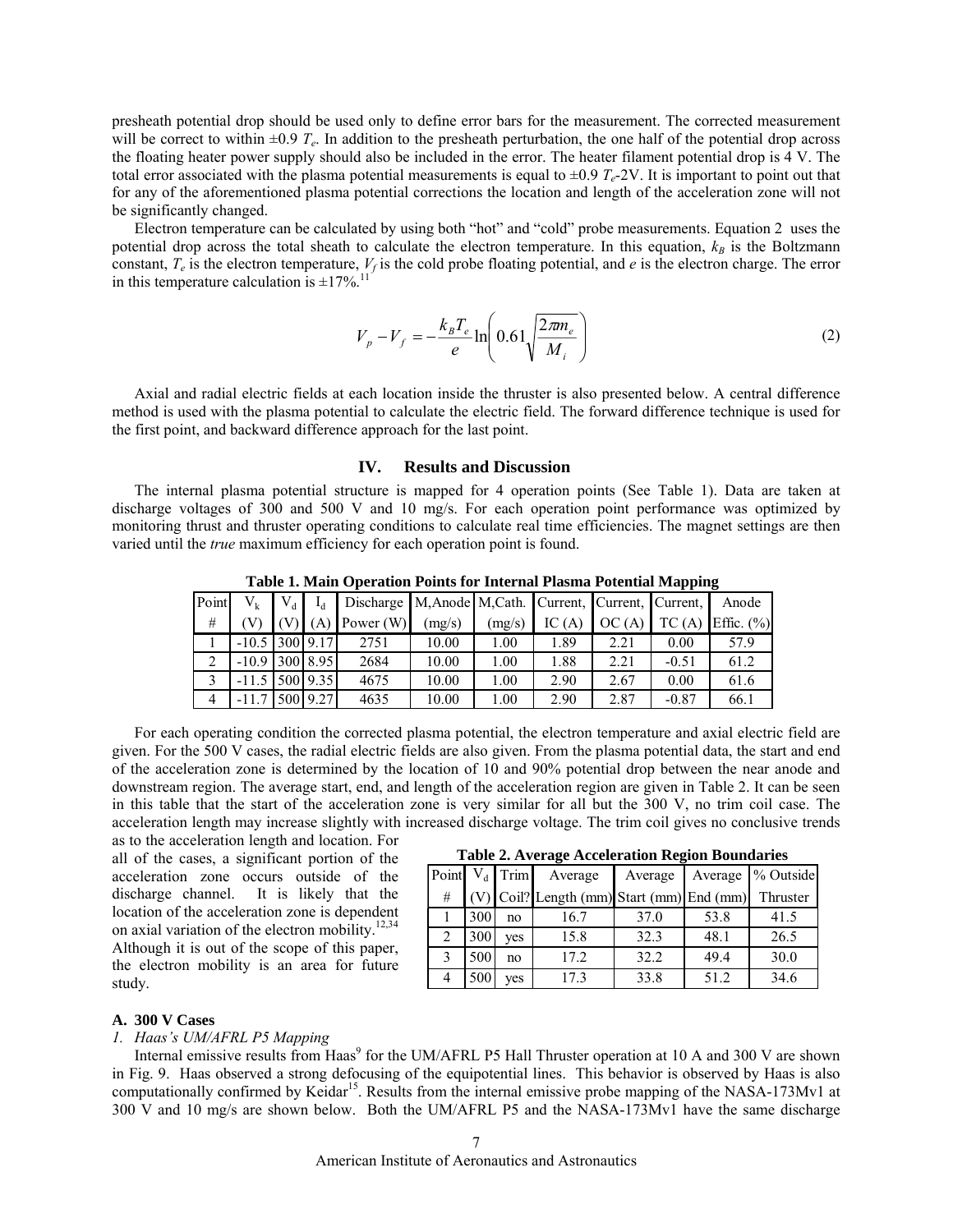presheath potential drop should be used only to define error bars for the measurement. The corrected measurement will be correct to within ±0.9 $T_e$. In addition to the presheath perturbation, the one half of the potential drop across the floating heater power supply should also be included in the error. The heater filament potential drop is 4 V. The total error associated with the plasma potential measurements is equal to ±0.9 $T_e$-2V. It is important to point out that for any of the aforementioned plasma potential corrections the location and length of the acceleration zone will not be significantly changed.

Electron temperature can be calculated by using both "hot" and "cold" probe measurements. Equation 2 uses the potential drop across the total sheath to calculate the electron temperature. In this equation, $k_B$ is the Boltzmann constant, $T_e$ is the electron temperature, $V_f$ is the cold probe floating potential, and $e$ is the electron charge. The error in this temperature calculation is ±17%.[11]

$$V_p - V_f = -\frac{k_B T_e}{e} \ln\left(0.61\sqrt{\frac{2\pi m_e}{M_i}}\right) \tag{2}$$

Axial and radial electric fields at each location inside the thruster is also presented below. A central difference method is used with the plasma potential to calculate the electric field. The forward difference technique is used for the first point, and backward difference approach for the last point.

## IV. Results and Discussion

The internal plasma potential structure is mapped for 4 operation points (See Table 1). Data are taken at discharge voltages of 300 and 500 V and 10 mg/s. For each operation point performance was optimized by monitoring thrust and thruster operating conditions to calculate real time efficiencies. The magnet settings are then varied until the *true* maximum efficiency for each operation point is found.

**Table 1. Main Operation Points for Internal Plasma Potential Mapping**

| Point # | $V_k$ (V) | $V_d$ (V) | $I_d$ (A) | Discharge Power (W) | M,Anode (mg/s) | M,Cath. (mg/s) | Current, IC (A) | Current, OC (A) | Current, TC (A) | Anode Effic. (%) |
|---|---|---|---|---|---|---|---|---|---|---|
| 1 | -10.5 | 300 | 9.17 | 2751 | 10.00 | 1.00 | 1.89 | 2.21 | 0.00 | 57.9 |
| 2 | -10.9 | 300 | 8.95 | 2684 | 10.00 | 1.00 | 1.88 | 2.21 | -0.51 | 61.2 |
| 3 | -11.5 | 500 | 9.35 | 4675 | 10.00 | 1.00 | 2.90 | 2.67 | 0.00 | 61.6 |
| 4 | -11.7 | 500 | 9.27 | 4635 | 10.00 | 1.00 | 2.90 | 2.87 | -0.87 | 66.1 |

For each operating condition the corrected plasma potential, the electron temperature and axial electric field are given. For the 500 V cases, the radial electric fields are also given. From the plasma potential data, the start and end of the acceleration zone is determined by the location of 10 and 90% potential drop between the near anode and downstream region. The average start, end, and length of the acceleration region are given in Table 2. It can be seen in this table that the start of the acceleration zone is very similar for all but the 300 V, no trim coil case. The acceleration length may increase slightly with increased discharge voltage. The trim coil gives no conclusive trends as to the acceleration length and location. For all of the cases, a significant portion of the acceleration zone occurs outside of the discharge channel. It is likely that the location of the acceleration zone is dependent on axial variation of the electron mobility.[12,34] Although it is out of the scope of this paper, the electron mobility is an area for future study.

**Table 2. Average Acceleration Region Boundaries**

| Point # | $V_d$ (V) | Trim Coil? | Average Length (mm) | Average Start (mm) | Average End (mm) | % Outside Thruster |
|---|---|---|---|---|---|---|
| 1 | 300 | no | 16.7 | 37.0 | 53.8 | 41.5 |
| 2 | 300 | yes | 15.8 | 32.3 | 48.1 | 26.5 |
| 3 | 500 | no | 17.2 | 32.2 | 49.4 | 30.0 |
| 4 | 500 | yes | 17.3 | 33.8 | 51.2 | 34.6 |

### A. 300 V Cases

*1. Haas's UM/AFRL P5 Mapping*

Internal emissive results from Haas[9] for the UM/AFRL P5 Hall Thruster operation at 10 A and 300 V are shown in Fig. 9. Haas observed a strong defocusing of the equipotential lines. This behavior is observed by Haas is also computationally confirmed by Keidar[15]. Results from the internal emissive probe mapping of the NASA-173Mv1 at 300 V and 10 mg/s are shown below. Both the UM/AFRL P5 and the NASA-173Mv1 have the same discharge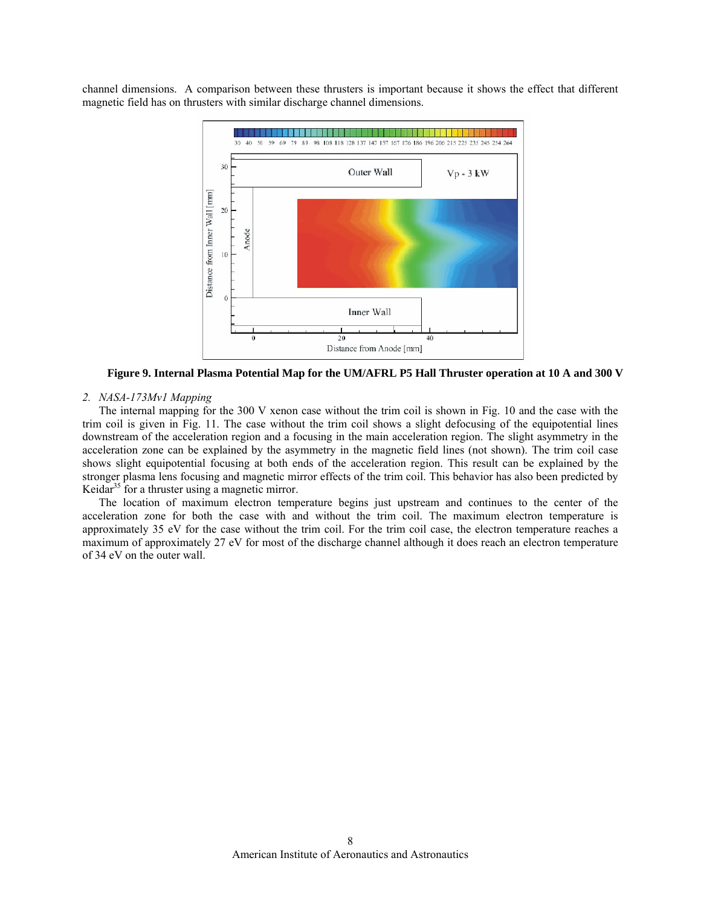channel dimensions. A comparison between these thrusters is important because it shows the effect that different magnetic field has on thrusters with similar discharge channel dimensions.

**Figure 9. Internal Plasma Potential Map for the UM/AFRL P5 Hall Thruster operation at 10 A and 300 V**

*2. NASA-173Mv1 Mapping*

The internal mapping for the 300 V xenon case without the trim coil is shown in Fig. 10 and the case with the trim coil is given in Fig. 11. The case without the trim coil shows a slight defocusing of the equipotential lines downstream of the acceleration region and a focusing in the main acceleration region. The slight asymmetry in the acceleration zone can be explained by the asymmetry in the magnetic field lines (not shown). The trim coil case shows slight equipotential focusing at both ends of the acceleration region. This result can be explained by the stronger plasma lens focusing and magnetic mirror effects of the trim coil. This behavior has also been predicted by Keidar[35] for a thruster using a magnetic mirror.

The location of maximum electron temperature begins just upstream and continues to the center of the acceleration zone for both the case with and without the trim coil. The maximum electron temperature is approximately 35 eV for the case without the trim coil. For the trim coil case, the electron temperature reaches a maximum of approximately 27 eV for most of the discharge channel although it does reach an electron temperature of 34 eV on the outer wall.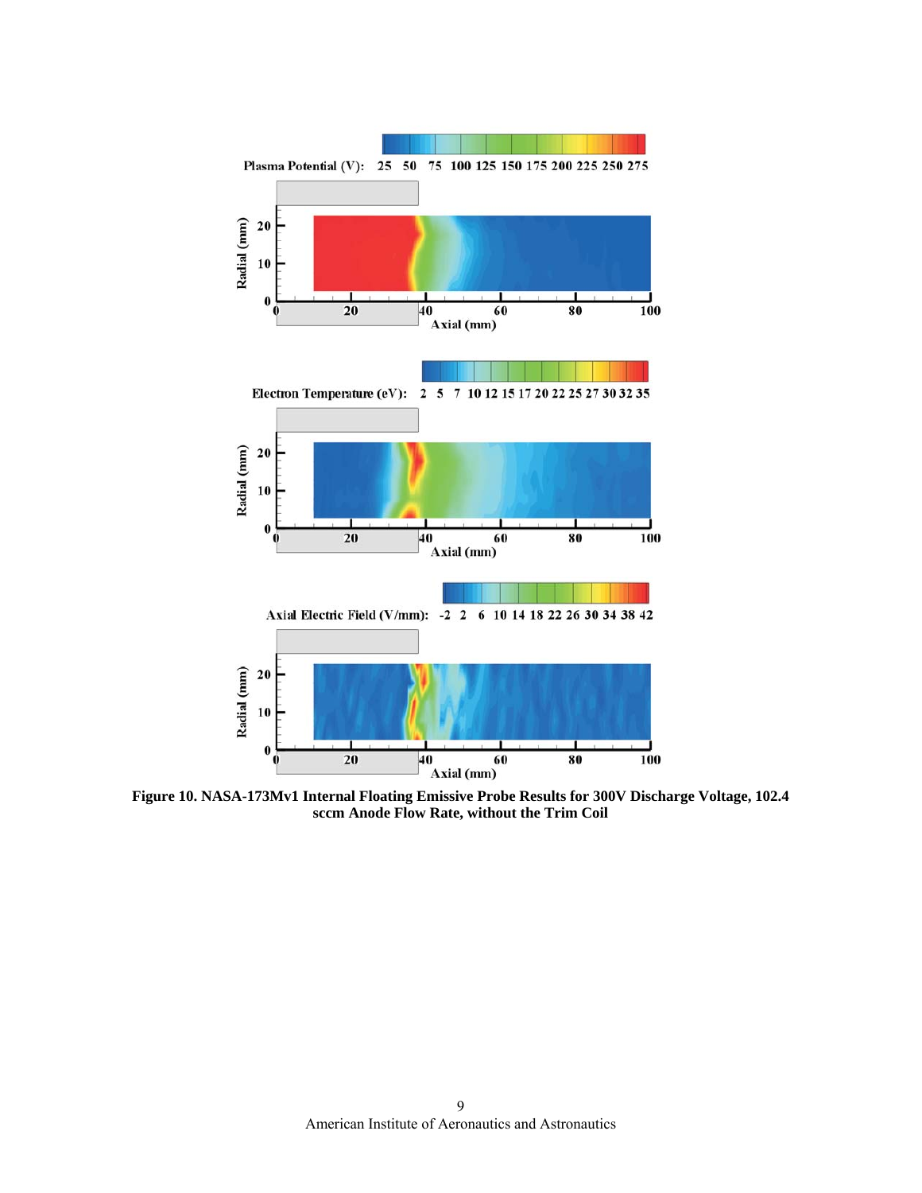**Figure 10. NASA-173Mv1 Internal Floating Emissive Probe Results for 300V Discharge Voltage, 102.4 sccm Anode Flow Rate, without the Trim Coil**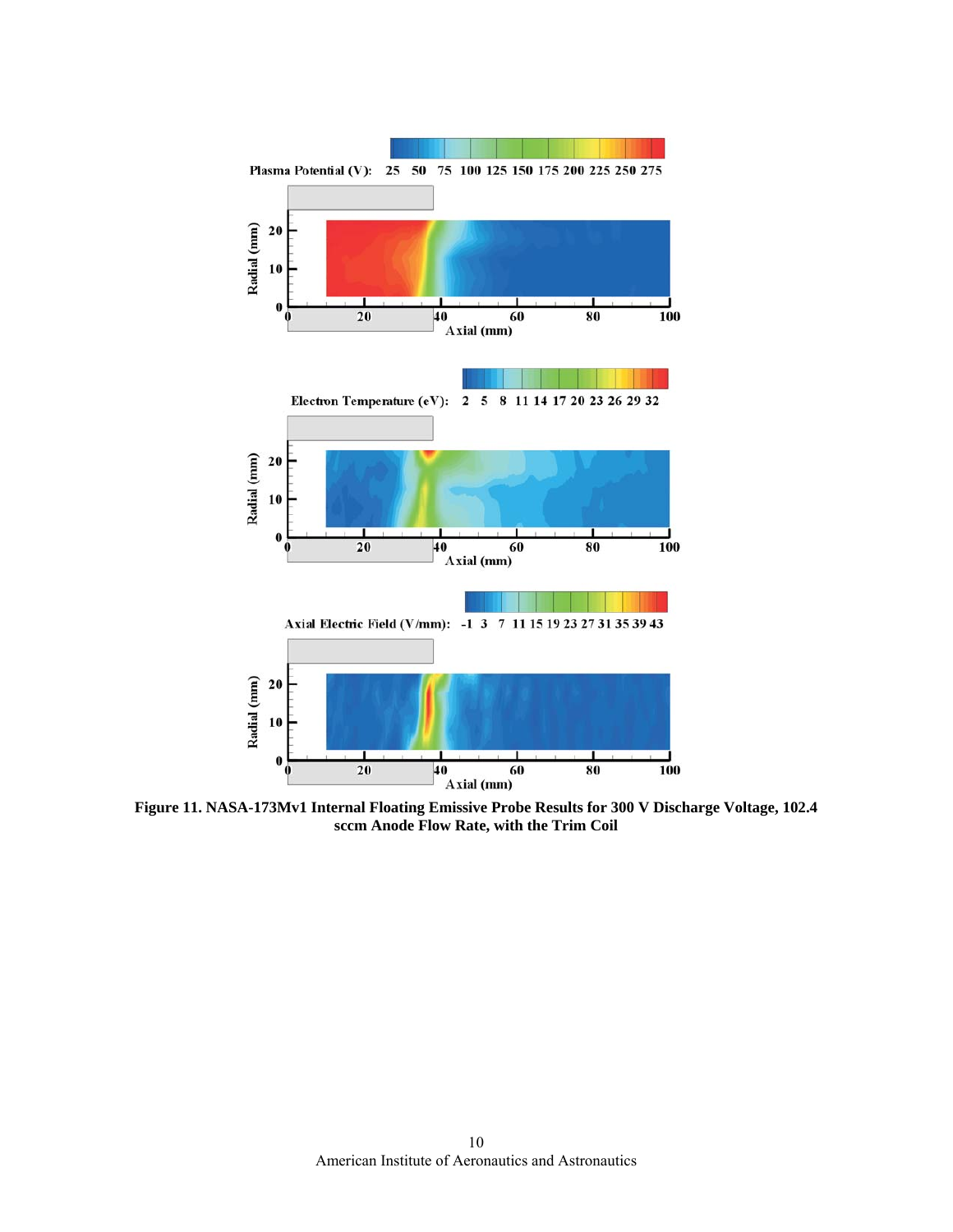**Figure 11. NASA-173Mv1 Internal Floating Emissive Probe Results for 300 V Discharge Voltage, 102.4 sccm Anode Flow Rate, with the Trim Coil**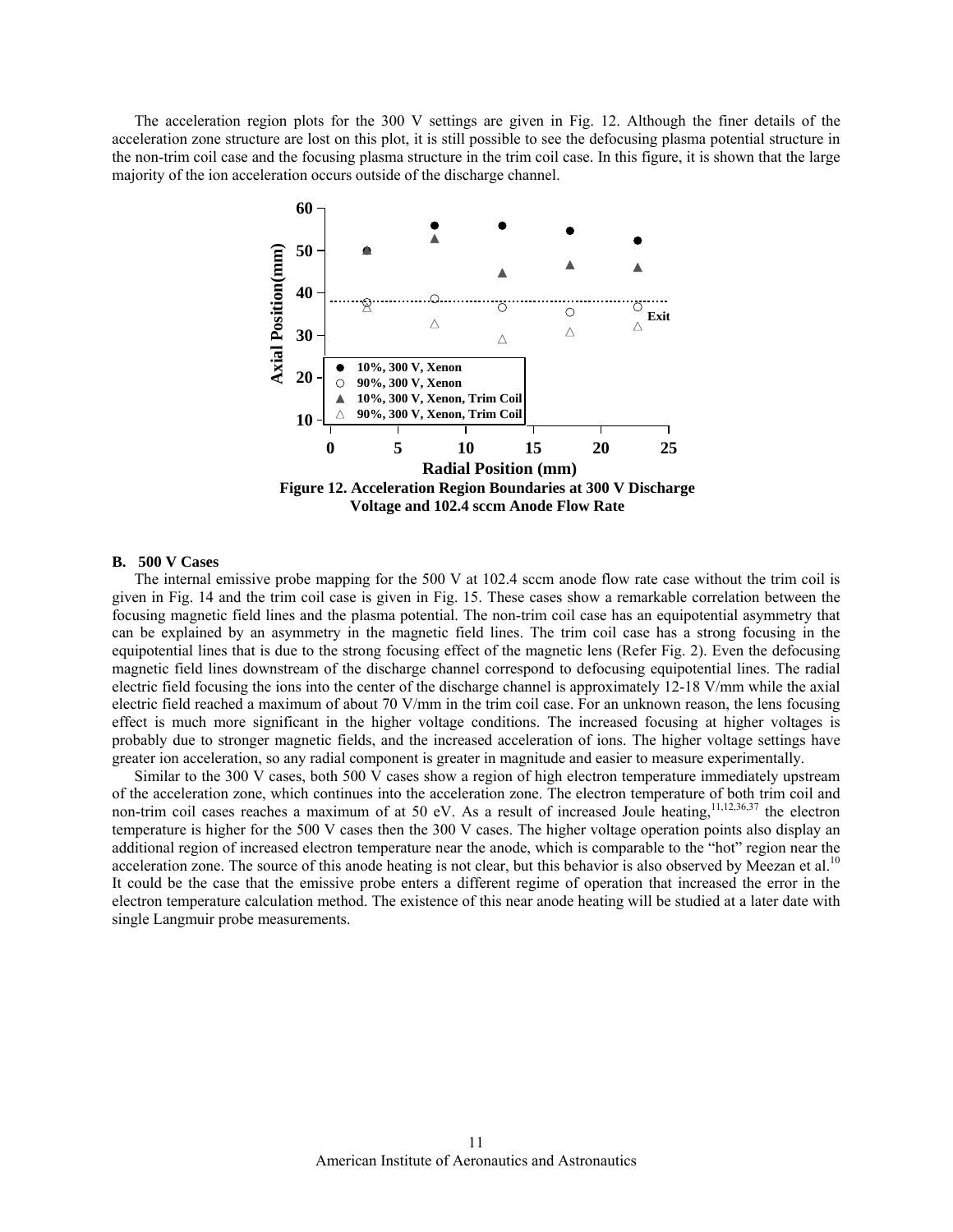The acceleration region plots for the 300 V settings are given in Fig. 12. Although the finer details of the acceleration zone structure are lost on this plot, it is still possible to see the defocusing plasma potential structure in the non-trim coil case and the focusing plasma structure in the trim coil case. In this figure, it is shown that the large majority of the ion acceleration occurs outside of the discharge channel.

**Figure 12. Acceleration Region Boundaries at 300 V Discharge Voltage and 102.4 sccm Anode Flow Rate**

### B. 500 V Cases

The internal emissive probe mapping for the 500 V at 102.4 sccm anode flow rate case without the trim coil is given in Fig. 14 and the trim coil case is given in Fig. 15. These cases show a remarkable correlation between the focusing magnetic field lines and the plasma potential. The non-trim coil case has an equipotential asymmetry that can be explained by an asymmetry in the magnetic field lines. The trim coil case has a strong focusing in the equipotential lines that is due to the strong focusing effect of the magnetic lens (Refer Fig. 2). Even the defocusing magnetic field lines downstream of the discharge channel correspond to defocusing equipotential lines. The radial electric field focusing the ions into the center of the discharge channel is approximately 12-18 V/mm while the axial electric field reached a maximum of about 70 V/mm in the trim coil case. For an unknown reason, the lens focusing effect is much more significant in the higher voltage conditions. The increased focusing at higher voltages is probably due to stronger magnetic fields, and the increased acceleration of ions. The higher voltage settings have greater ion acceleration, so any radial component is greater in magnitude and easier to measure experimentally.

Similar to the 300 V cases, both 500 V cases show a region of high electron temperature immediately upstream of the acceleration zone, which continues into the acceleration zone. The electron temperature of both trim coil and non-trim coil cases reaches a maximum of at 50 eV. As a result of increased Joule heating,[11,12,36,37] the electron temperature is higher for the 500 V cases then the 300 V cases. The higher voltage operation points also display an additional region of increased electron temperature near the anode, which is comparable to the "hot" region near the acceleration zone. The source of this anode heating is not clear, but this behavior is also observed by Meezan et al.[10] It could be the case that the emissive probe enters a different regime of operation that increased the error in the electron temperature calculation method. The existence of this near anode heating will be studied at a later date with single Langmuir probe measurements.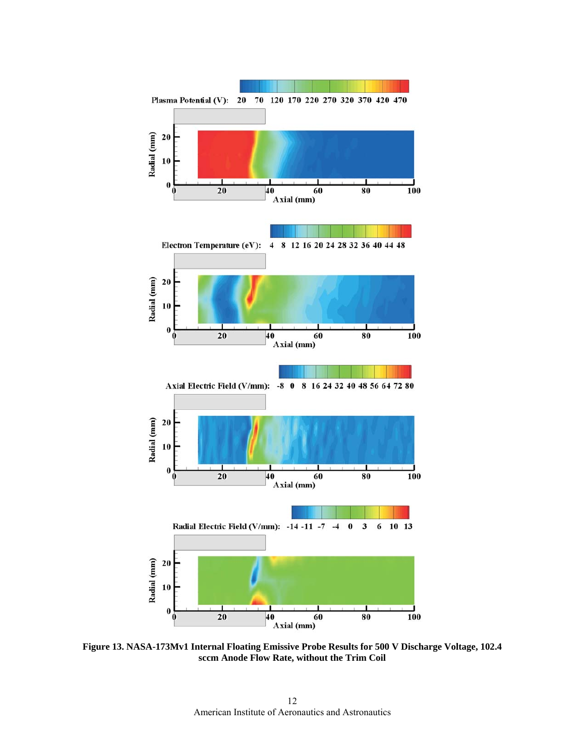**Figure 13. NASA-173Mv1 Internal Floating Emissive Probe Results for 500 V Discharge Voltage, 102.4 sccm Anode Flow Rate, without the Trim Coil**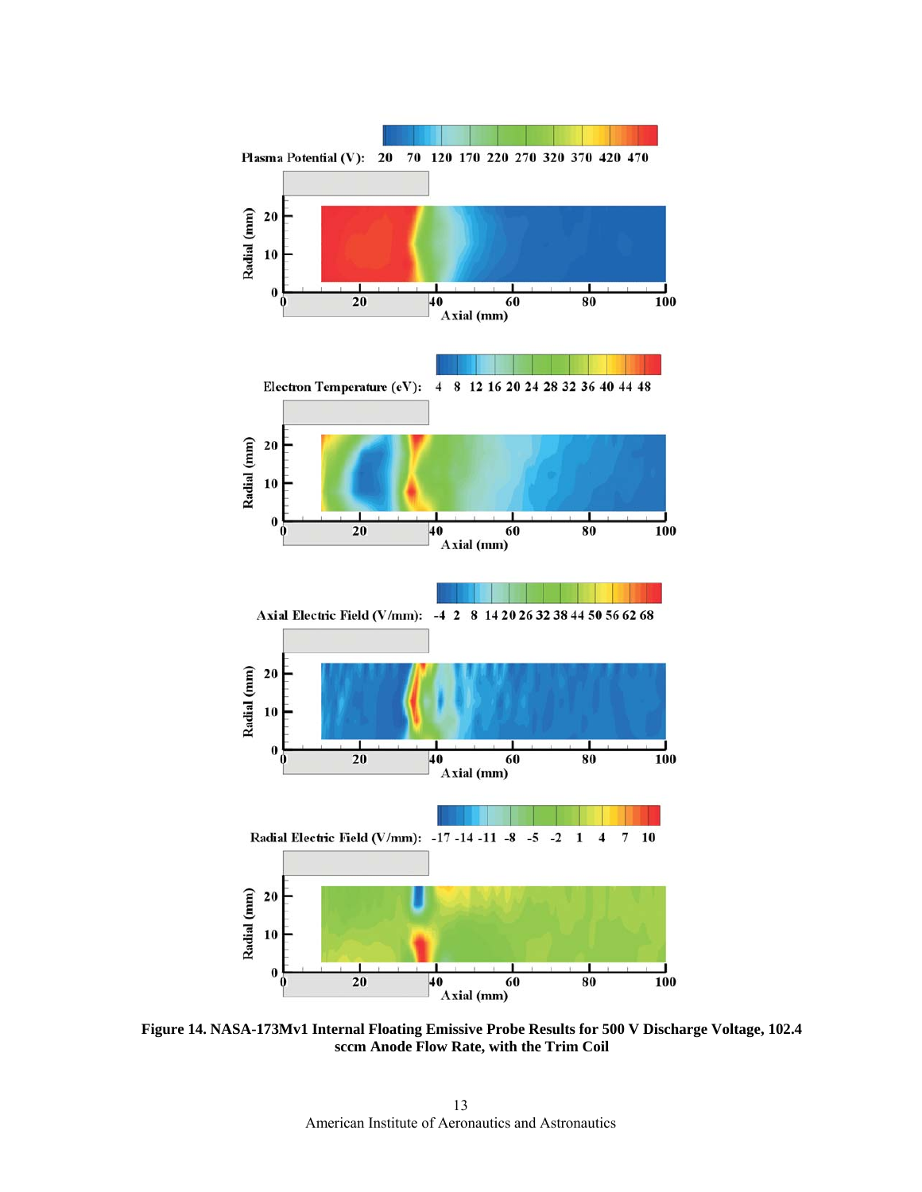**Figure 14. NASA-173Mv1 Internal Floating Emissive Probe Results for 500 V Discharge Voltage, 102.4 sccm Anode Flow Rate, with the Trim Coil**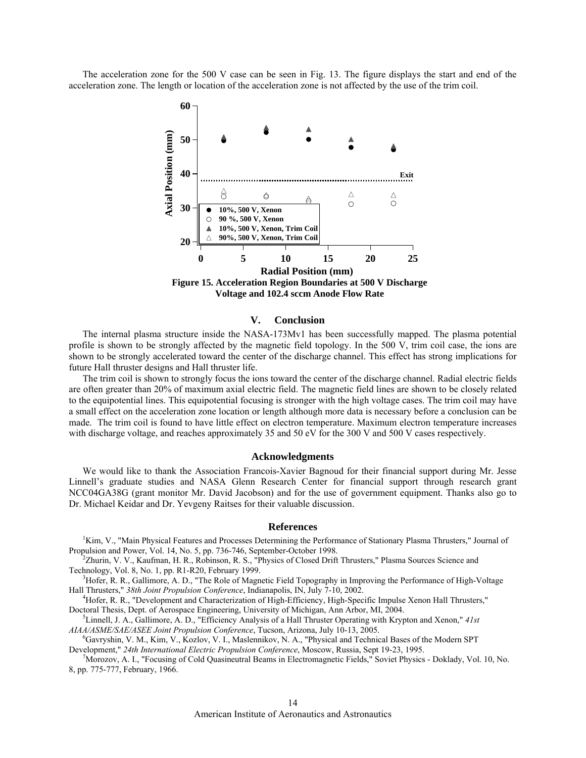The acceleration zone for the 500 V case can be seen in Fig. 13. The figure displays the start and end of the acceleration zone. The length or location of the acceleration zone is not affected by the use of the trim coil.

**Figure 15. Acceleration Region Boundaries at 500 V Discharge Voltage and 102.4 sccm Anode Flow Rate**

## V. Conclusion

The internal plasma structure inside the NASA-173Mv1 has been successfully mapped. The plasma potential profile is shown to be strongly affected by the magnetic field topology. In the 500 V, trim coil case, the ions are shown to be strongly accelerated toward the center of the discharge channel. This effect has strong implications for future Hall thruster designs and Hall thruster life.

The trim coil is shown to strongly focus the ions toward the center of the discharge channel. Radial electric fields are often greater than 20% of maximum axial electric field. The magnetic field lines are shown to be closely related to the equipotential lines. This equipotential focusing is stronger with the high voltage cases. The trim coil may have a small effect on the acceleration zone location or length although more data is necessary before a conclusion can be made. The trim coil is found to have little effect on electron temperature. Maximum electron temperature increases with discharge voltage, and reaches approximately 35 and 50 eV for the 300 V and 500 V cases respectively.

## Acknowledgments

We would like to thank the Association Francois-Xavier Bagnoud for their financial support during Mr. Jesse Linnell's graduate studies and NASA Glenn Research Center for financial support through research grant NCC04GA38G (grant monitor Mr. David Jacobson) and for the use of government equipment. Thanks also go to Dr. Michael Keidar and Dr. Yevgeny Raitses for their valuable discussion.

## References

[1]Kim, V., "Main Physical Features and Processes Determining the Performance of Stationary Plasma Thrusters," Journal of Propulsion and Power, Vol. 14, No. 5, pp. 736-746, September-October 1998.

[2]Zhurin, V. V., Kaufman, H. R., Robinson, R. S., "Physics of Closed Drift Thrusters," Plasma Sources Science and Technology, Vol. 8, No. 1, pp. R1-R20, February 1999.

[3]Hofer, R. R., Gallimore, A. D., "The Role of Magnetic Field Topography in Improving the Performance of High-Voltage Hall Thrusters," *38th Joint Propulsion Conference*, Indianapolis, IN, July 7-10, 2002.

[4]Hofer, R. R., "Development and Characterization of High-Efficiency, High-Specific Impulse Xenon Hall Thrusters," Doctoral Thesis, Dept. of Aerospace Engineering, University of Michigan, Ann Arbor, MI, 2004.

[5]Linnell, J. A., Gallimore, A. D., "Efficiency Analysis of a Hall Thruster Operating with Krypton and Xenon," *41st AIAA/ASME/SAE/ASEE Joint Propulsion Conference*, Tucson, Arizona, July 10-13, 2005.

[6]Gavryshin, V. M., Kim, V., Kozlov, V. I., Maslennikov, N. A., "Physical and Technical Bases of the Modern SPT Development," *24th International Electric Propulsion Conference*, Moscow, Russia, Sept 19-23, 1995.

[7]Morozov, A. I., "Focusing of Cold Quasineutral Beams in Electromagnetic Fields," Soviet Physics - Doklady, Vol. 10, No. 8, pp. 775-777, February, 1966.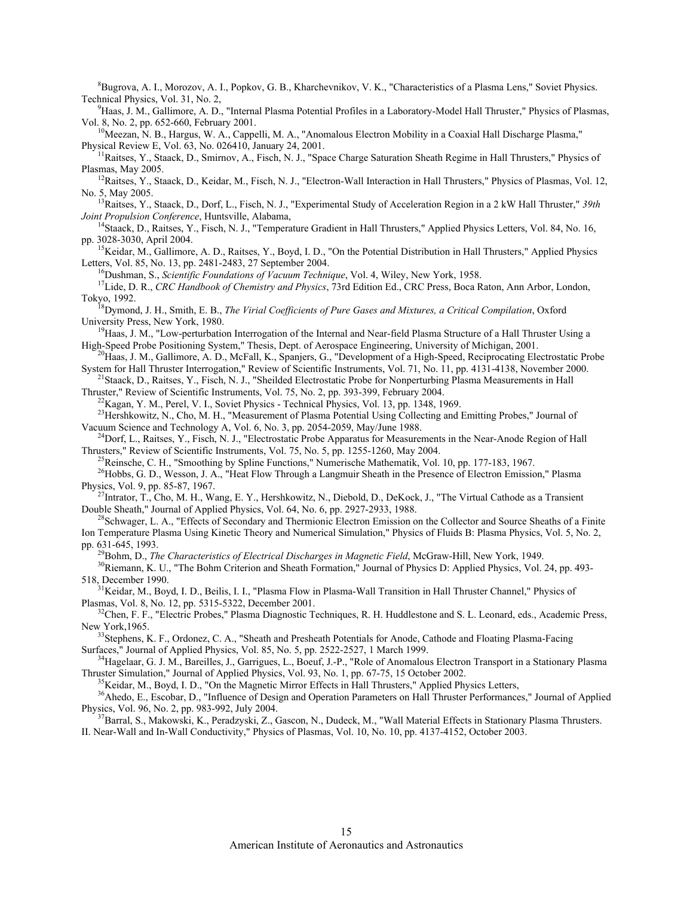[8]Bugrova, A. I., Morozov, A. I., Popkov, G. B., Kharchevnikov, V. K., "Characteristics of a Plasma Lens," Soviet Physics. Technical Physics, Vol. 31, No. 2,

[9]Haas, J. M., Gallimore, A. D., "Internal Plasma Potential Profiles in a Laboratory-Model Hall Thruster," Physics of Plasmas, Vol. 8, No. 2, pp. 652-660, February 2001.

[10]Meezan, N. B., Hargus, W. A., Cappelli, M. A., "Anomalous Electron Mobility in a Coaxial Hall Discharge Plasma," Physical Review E, Vol. 63, No. 026410, January 24, 2001.

[11]Raitses, Y., Staack, D., Smirnov, A., Fisch, N. J., "Space Charge Saturation Sheath Regime in Hall Thrusters," Physics of Plasmas, May 2005.

[12]Raitses, Y., Staack, D., Keidar, M., Fisch, N. J., "Electron-Wall Interaction in Hall Thrusters," Physics of Plasmas, Vol. 12, No. 5, May 2005.

[13]Raitses, Y., Staack, D., Dorf, L., Fisch, N. J., "Experimental Study of Acceleration Region in a 2 kW Hall Thruster," *39th Joint Propulsion Conference*, Huntsville, Alabama,

[14]Staack, D., Raitses, Y., Fisch, N. J., "Temperature Gradient in Hall Thrusters," Applied Physics Letters, Vol. 84, No. 16, pp. 3028-3030, April 2004.

[15]Keidar, M., Gallimore, A. D., Raitses, Y., Boyd, I. D., "On the Potential Distribution in Hall Thrusters," Applied Physics Letters, Vol. 85, No. 13, pp. 2481-2483, 27 September 2004.

[16]Dushman, S., *Scientific Foundations of Vacuum Technique*, Vol. 4, Wiley, New York, 1958.

[17]Lide, D. R., *CRC Handbook of Chemistry and Physics*, 73rd Edition Ed., CRC Press, Boca Raton, Ann Arbor, London, Tokyo, 1992.

[18]Dymond, J. H., Smith, E. B., *The Virial Coefficients of Pure Gases and Mixtures, a Critical Compilation*, Oxford University Press, New York, 1980.

[19]Haas, J. M., "Low-perturbation Interrogation of the Internal and Near-field Plasma Structure of a Hall Thruster Using a High-Speed Probe Positioning System," Thesis, Dept. of Aerospace Engineering, University of Michigan, 2001.

[20]Haas, J. M., Gallimore, A. D., McFall, K., Spanjers, G., "Development of a High-Speed, Reciprocating Electrostatic Probe System for Hall Thruster Interrogation," Review of Scientific Instruments, Vol. 71, No. 11, pp. 4131-4138, November 2000.

[21]Staack, D., Raitses, Y., Fisch, N. J., "Sheilded Electrostatic Probe for Nonperturbing Plasma Measurements in Hall Thruster," Review of Scientific Instruments, Vol. 75, No. 2, pp. 393-399, February 2004.

[22]Kagan, Y. M., Perel, V. I., Soviet Physics - Technical Physics, Vol. 13, pp. 1348, 1969.

[23]Hershkowitz, N., Cho, M. H., "Measurement of Plasma Potential Using Collecting and Emitting Probes," Journal of Vacuum Science and Technology A, Vol. 6, No. 3, pp. 2054-2059, May/June 1988.

[24]Dorf, L., Raitses, Y., Fisch, N. J., "Electrostatic Probe Apparatus for Measurements in the Near-Anode Region of Hall Thrusters," Review of Scientific Instruments, Vol. 75, No. 5, pp. 1255-1260, May 2004.

[25]Reinsche, C. H., "Smoothing by Spline Functions," Numerische Mathematik, Vol. 10, pp. 177-183, 1967.

[26]Hobbs, G. D., Wesson, J. A., "Heat Flow Through a Langmuir Sheath in the Presence of Electron Emission," Plasma Physics, Vol. 9, pp. 85-87, 1967.

[27]Intrator, T., Cho, M. H., Wang, E. Y., Hershkowitz, N., Diebold, D., DeKock, J., "The Virtual Cathode as a Transient Double Sheath," Journal of Applied Physics, Vol. 64, No. 6, pp. 2927-2933, 1988.

[28]Schwager, L. A., "Effects of Secondary and Thermionic Electron Emission on the Collector and Source Sheaths of a Finite Ion Temperature Plasma Using Kinetic Theory and Numerical Simulation," Physics of Fluids B: Plasma Physics, Vol. 5, No. 2, pp. 631-645, 1993.

[29]Bohm, D., *The Characteristics of Electrical Discharges in Magnetic Field*, McGraw-Hill, New York, 1949.

[30]Riemann, K. U., "The Bohm Criterion and Sheath Formation," Journal of Physics D: Applied Physics, Vol. 24, pp. 493-518, December 1990.

[31]Keidar, M., Boyd, I. D., Beilis, I. I., "Plasma Flow in Plasma-Wall Transition in Hall Thruster Channel," Physics of Plasmas, Vol. 8, No. 12, pp. 5315-5322, December 2001.

[32]Chen, F. F., "Electric Probes," Plasma Diagnostic Techniques, R. H. Huddlestone and S. L. Leonard, eds., Academic Press, New York,1965.

[33]Stephens, K. F., Ordonez, C. A., "Sheath and Presheath Potentials for Anode, Cathode and Floating Plasma-Facing Surfaces," Journal of Applied Physics, Vol. 85, No. 5, pp. 2522-2527, 1 March 1999.

[34]Hagelaar, G. J. M., Bareilles, J., Garrigues, L., Boeuf, J.-P., "Role of Anomalous Electron Transport in a Stationary Plasma Thruster Simulation," Journal of Applied Physics, Vol. 93, No. 1, pp. 67-75, 15 October 2002.

[35]Keidar, M., Boyd, I. D., "On the Magnetic Mirror Effects in Hall Thrusters," Applied Physics Letters,

[36]Ahedo, E., Escobar, D., "Influence of Design and Operation Parameters on Hall Thruster Performances," Journal of Applied Physics, Vol. 96, No. 2, pp. 983-992, July 2004.

[37]Barral, S., Makowski, K., Peradzyski, Z., Gascon, N., Dudeck, M., "Wall Material Effects in Stationary Plasma Thrusters. II. Near-Wall and In-Wall Conductivity," Physics of Plasmas, Vol. 10, No. 10, pp. 4137-4152, October 2003.